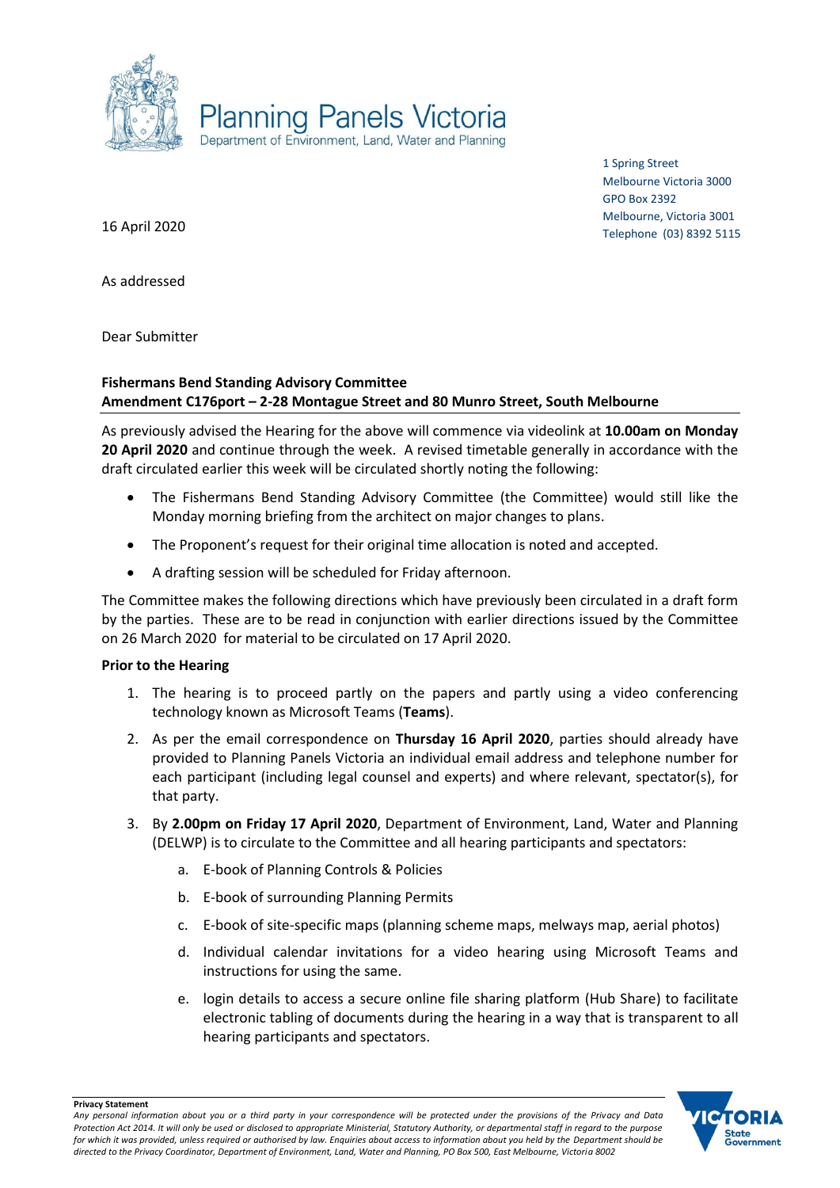Planning Panels Victoria
Department of Environment, Land, Water and Planning

1 Spring Street
Melbourne Victoria 3000
GPO Box 2392
Melbourne, Victoria 3001
Telephone (03) 8392 5115

16 April 2020

As addressed

Dear Submitter

**Fishermans Bend Standing Advisory Committee**
**Amendment C176port – 2-28 Montague Street and 80 Munro Street, South Melbourne**

As previously advised the Hearing for the above will commence via videolink at **10.00am on Monday 20 April 2020** and continue through the week. A revised timetable generally in accordance with the draft circulated earlier this week will be circulated shortly noting the following:

- The Fishermans Bend Standing Advisory Committee (the Committee) would still like the Monday morning briefing from the architect on major changes to plans.
- The Proponent's request for their original time allocation is noted and accepted.
- A drafting session will be scheduled for Friday afternoon.

The Committee makes the following directions which have previously been circulated in a draft form by the parties. These are to be read in conjunction with earlier directions issued by the Committee on 26 March 2020 for material to be circulated on 17 April 2020.

**Prior to the Hearing**

1. The hearing is to proceed partly on the papers and partly using a video conferencing technology known as Microsoft Teams (**Teams**).
2. As per the email correspondence on **Thursday 16 April 2020**, parties should already have provided to Planning Panels Victoria an individual email address and telephone number for each participant (including legal counsel and experts) and where relevant, spectator(s), for that party.
3. By **2.00pm on Friday 17 April 2020**, Department of Environment, Land, Water and Planning (DELWP) is to circulate to the Committee and all hearing participants and spectators:
   a. E-book of Planning Controls & Policies
   b. E-book of surrounding Planning Permits
   c. E-book of site-specific maps (planning scheme maps, melways map, aerial photos)
   d. Individual calendar invitations for a video hearing using Microsoft Teams and instructions for using the same.
   e. login details to access a secure online file sharing platform (Hub Share) to facilitate electronic tabling of documents during the hearing in a way that is transparent to all hearing participants and spectators.

**Privacy Statement**
*Any personal information about you or a third party in your correspondence will be protected under the provisions of the Privacy and Data Protection Act 2014. It will only be used or disclosed to appropriate Ministerial, Statutory Authority, or departmental staff in regard to the purpose for which it was provided, unless required or authorised by law. Enquiries about access to information about you held by the Department should be directed to the Privacy Coordinator, Department of Environment, Land, Water and Planning, PO Box 500, East Melbourne, Victoria 8002*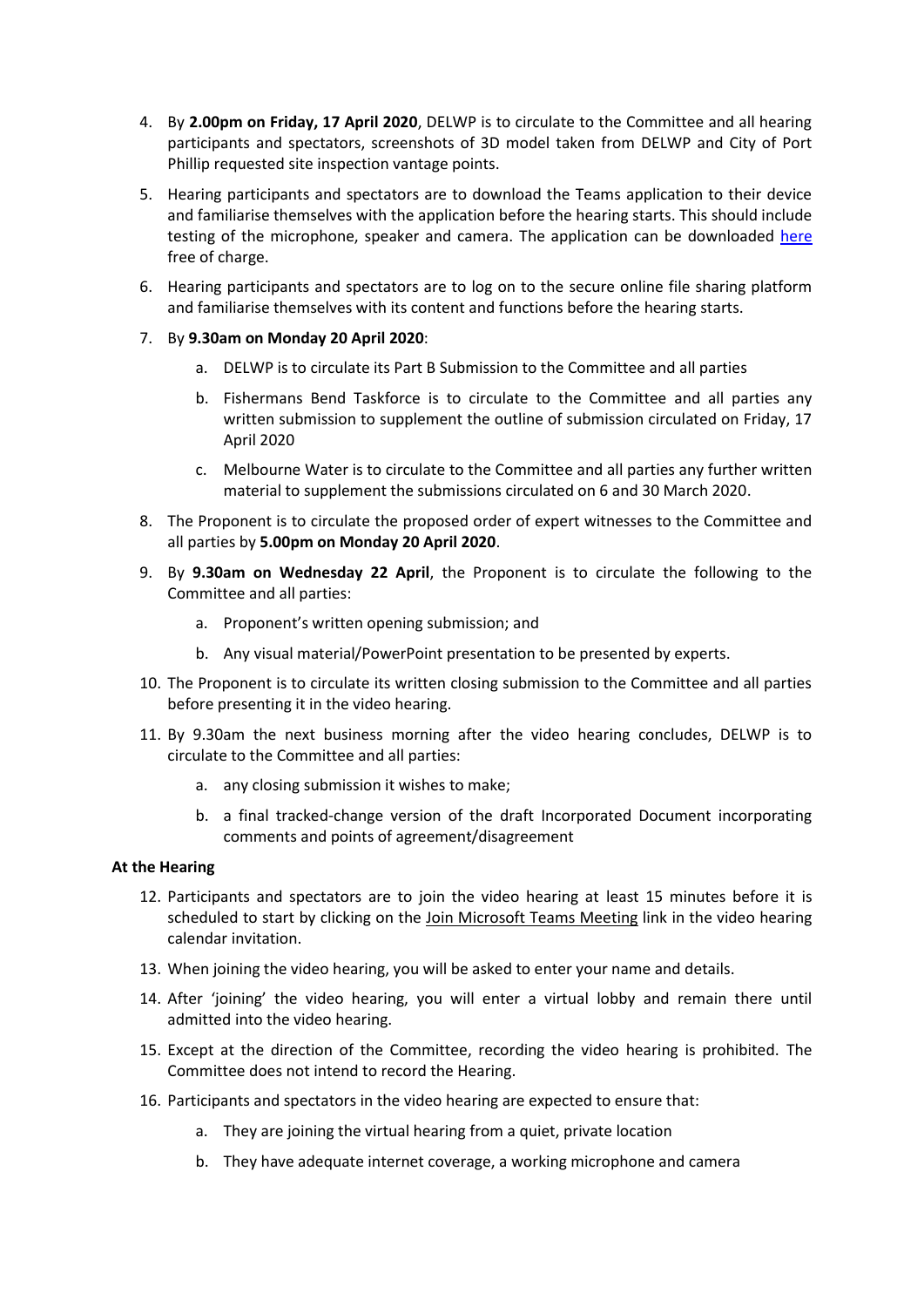4. By **2.00pm on Friday, 17 April 2020**, DELWP is to circulate to the Committee and all hearing participants and spectators, screenshots of 3D model taken from DELWP and City of Port Phillip requested site inspection vantage points.

5. Hearing participants and spectators are to download the Teams application to their device and familiarise themselves with the application before the hearing starts. This should include testing of the microphone, speaker and camera. The application can be downloaded here free of charge.

6. Hearing participants and spectators are to log on to the secure online file sharing platform and familiarise themselves with its content and functions before the hearing starts.

7. By **9.30am on Monday 20 April 2020**:
   a. DELWP is to circulate its Part B Submission to the Committee and all parties
   b. Fishermans Bend Taskforce is to circulate to the Committee and all parties any written submission to supplement the outline of submission circulated on Friday, 17 April 2020
   c. Melbourne Water is to circulate to the Committee and all parties any further written material to supplement the submissions circulated on 6 and 30 March 2020.

8. The Proponent is to circulate the proposed order of expert witnesses to the Committee and all parties by **5.00pm on Monday 20 April 2020**.

9. By **9.30am on Wednesday 22 April**, the Proponent is to circulate the following to the Committee and all parties:
   a. Proponent's written opening submission; and
   b. Any visual material/PowerPoint presentation to be presented by experts.

10. The Proponent is to circulate its written closing submission to the Committee and all parties before presenting it in the video hearing.

11. By 9.30am the next business morning after the video hearing concludes, DELWP is to circulate to the Committee and all parties:
    a. any closing submission it wishes to make;
    b. a final tracked-change version of the draft Incorporated Document incorporating comments and points of agreement/disagreement

**At the Hearing**

12. Participants and spectators are to join the video hearing at least 15 minutes before it is scheduled to start by clicking on the Join Microsoft Teams Meeting link in the video hearing calendar invitation.

13. When joining the video hearing, you will be asked to enter your name and details.

14. After 'joining' the video hearing, you will enter a virtual lobby and remain there until admitted into the video hearing.

15. Except at the direction of the Committee, recording the video hearing is prohibited. The Committee does not intend to record the Hearing.

16. Participants and spectators in the video hearing are expected to ensure that:
    a. They are joining the virtual hearing from a quiet, private location
    b. They have adequate internet coverage, a working microphone and camera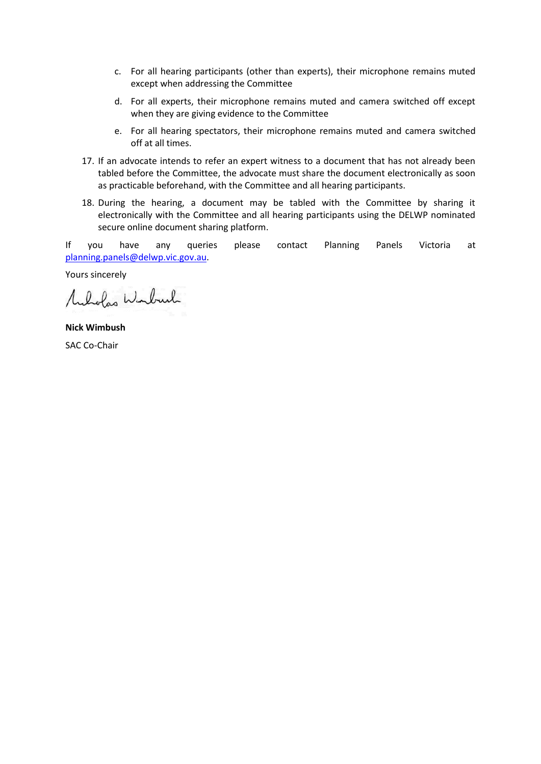c. For all hearing participants (other than experts), their microphone remains muted except when addressing the Committee

d. For all experts, their microphone remains muted and camera switched off except when they are giving evidence to the Committee

e. For all hearing spectators, their microphone remains muted and camera switched off at all times.

17. If an advocate intends to refer an expert witness to a document that has not already been tabled before the Committee, the advocate must share the document electronically as soon as practicable beforehand, with the Committee and all hearing participants.

18. During the hearing, a document may be tabled with the Committee by sharing it electronically with the Committee and all hearing participants using the DELWP nominated secure online document sharing platform.

If you have any queries please contact Planning Panels Victoria at planning.panels@delwp.vic.gov.au.

Yours sincerely

**Nick Wimbush**

SAC Co-Chair